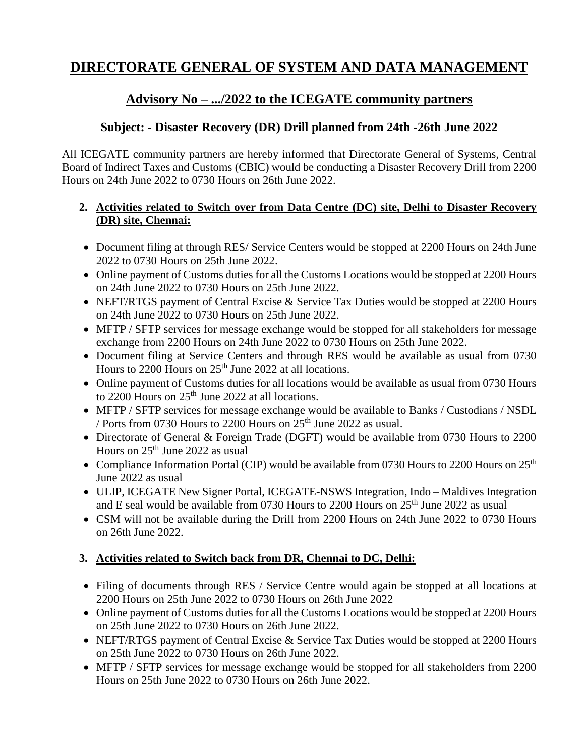# DIRECTORATE GENERAL OF SYSTEM AND DATA MANAGEMENT

## Advisory No – .../2022 to the ICEGATE community partners

### Subject: - Disaster Recovery (DR) Drill planned from 24th -26th June 2022

All ICEGATE community partners are hereby informed that Directorate General of Systems, Central Board of Indirect Taxes and Customs (CBIC) would be conducting a Disaster Recovery Drill from 2200 Hours on 24th June 2022 to 0730 Hours on 26th June 2022.

**2. Activities related to Switch over from Data Centre (DC) site, Delhi to Disaster Recovery (DR) site, Chennai:**

- Document filing at through RES/ Service Centers would be stopped at 2200 Hours on 24th June 2022 to 0730 Hours on 25th June 2022.
- Online payment of Customs duties for all the Customs Locations would be stopped at 2200 Hours on 24th June 2022 to 0730 Hours on 25th June 2022.
- NEFT/RTGS payment of Central Excise & Service Tax Duties would be stopped at 2200 Hours on 24th June 2022 to 0730 Hours on 25th June 2022.
- MFTP / SFTP services for message exchange would be stopped for all stakeholders for message exchange from 2200 Hours on 24th June 2022 to 0730 Hours on 25th June 2022.
- Document filing at Service Centers and through RES would be available as usual from 0730 Hours to 2200 Hours on 25th June 2022 at all locations.
- Online payment of Customs duties for all locations would be available as usual from 0730 Hours to 2200 Hours on 25th June 2022 at all locations.
- MFTP / SFTP services for message exchange would be available to Banks / Custodians / NSDL / Ports from 0730 Hours to 2200 Hours on 25th June 2022 as usual.
- Directorate of General & Foreign Trade (DGFT) would be available from 0730 Hours to 2200 Hours on 25th June 2022 as usual
- Compliance Information Portal (CIP) would be available from 0730 Hours to 2200 Hours on 25th June 2022 as usual
- ULIP, ICEGATE New Signer Portal, ICEGATE-NSWS Integration, Indo – Maldives Integration and E seal would be available from 0730 Hours to 2200 Hours on 25th June 2022 as usual
- CSM will not be available during the Drill from 2200 Hours on 24th June 2022 to 0730 Hours on 26th June 2022.

**3. Activities related to Switch back from DR, Chennai to DC, Delhi:**

- Filing of documents through RES / Service Centre would again be stopped at all locations at 2200 Hours on 25th June 2022 to 0730 Hours on 26th June 2022
- Online payment of Customs duties for all the Customs Locations would be stopped at 2200 Hours on 25th June 2022 to 0730 Hours on 26th June 2022.
- NEFT/RTGS payment of Central Excise & Service Tax Duties would be stopped at 2200 Hours on 25th June 2022 to 0730 Hours on 26th June 2022.
- MFTP / SFTP services for message exchange would be stopped for all stakeholders from 2200 Hours on 25th June 2022 to 0730 Hours on 26th June 2022.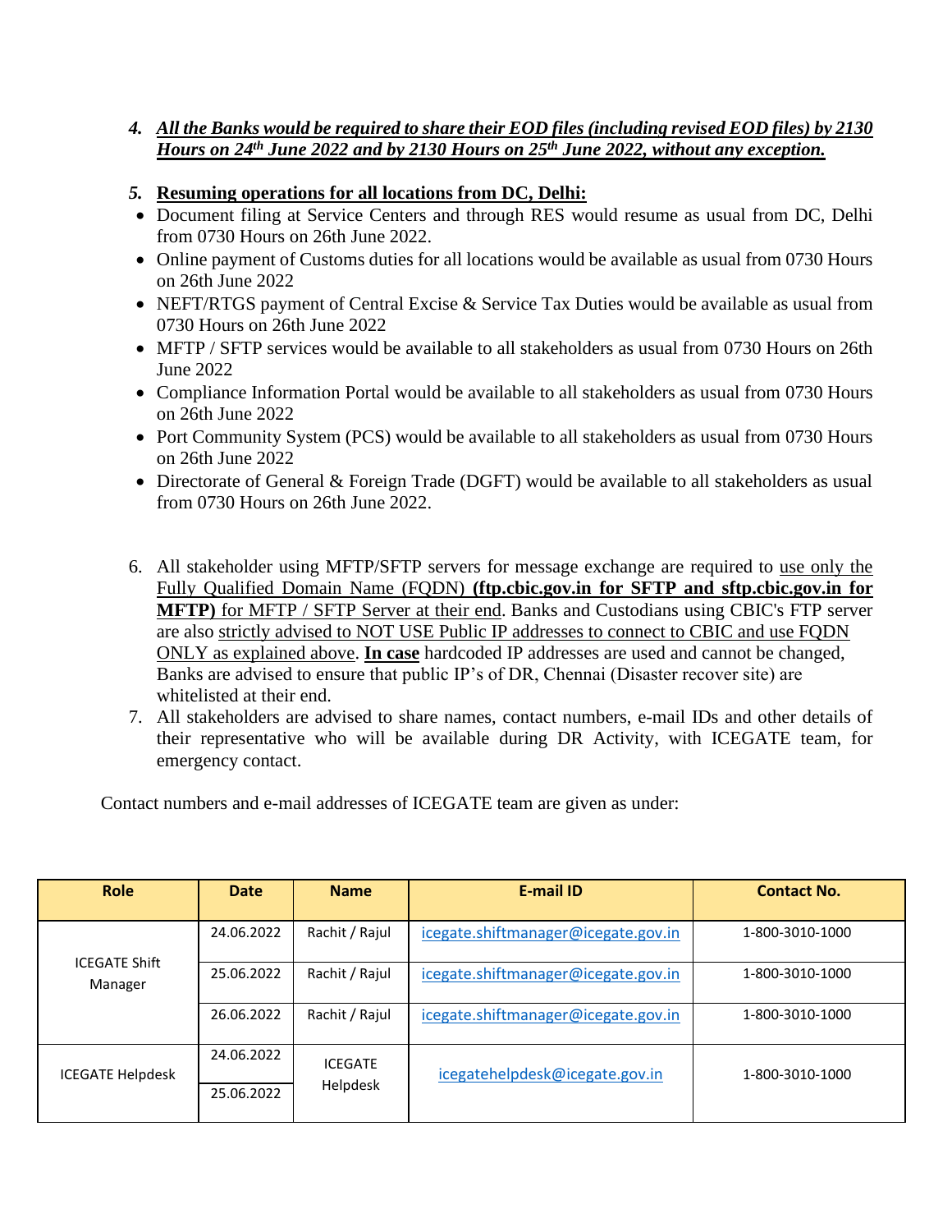4. ***All the Banks would be required to share their EOD files (including revised EOD files) by 2130 Hours on 24th June 2022 and by 2130 Hours on 25th June 2022, without any exception.***

5. **Resuming operations for all locations from DC, Delhi:**

- Document filing at Service Centers and through RES would resume as usual from DC, Delhi from 0730 Hours on 26th June 2022.
- Online payment of Customs duties for all locations would be available as usual from 0730 Hours on 26th June 2022
- NEFT/RTGS payment of Central Excise & Service Tax Duties would be available as usual from 0730 Hours on 26th June 2022
- MFTP / SFTP services would be available to all stakeholders as usual from 0730 Hours on 26th June 2022
- Compliance Information Portal would be available to all stakeholders as usual from 0730 Hours on 26th June 2022
- Port Community System (PCS) would be available to all stakeholders as usual from 0730 Hours on 26th June 2022
- Directorate of General & Foreign Trade (DGFT) would be available to all stakeholders as usual from 0730 Hours on 26th June 2022.

6. All stakeholder using MFTP/SFTP servers for message exchange are required to use only the Fully Qualified Domain Name (FQDN) **(ftp.cbic.gov.in for SFTP and sftp.cbic.gov.in for MFTP)** for MFTP / SFTP Server at their end. Banks and Custodians using CBIC's FTP server are also strictly advised to NOT USE Public IP addresses to connect to CBIC and use FQDN ONLY as explained above. **In case** hardcoded IP addresses are used and cannot be changed, Banks are advised to ensure that public IP's of DR, Chennai (Disaster recover site) are whitelisted at their end.
7. All stakeholders are advised to share names, contact numbers, e-mail IDs and other details of their representative who will be available during DR Activity, with ICEGATE team, for emergency contact.

Contact numbers and e-mail addresses of ICEGATE team are given as under:

| Role | Date | Name | E-mail ID | Contact No. |
|---|---|---|---|---|
| ICEGATE Shift Manager | 24.06.2022 | Rachit / Rajul | icegate.shiftmanager@icegate.gov.in | 1-800-3010-1000 |
| | 25.06.2022 | Rachit / Rajul | icegate.shiftmanager@icegate.gov.in | 1-800-3010-1000 |
| | 26.06.2022 | Rachit / Rajul | icegate.shiftmanager@icegate.gov.in | 1-800-3010-1000 |
| ICEGATE Helpdesk | 24.06.2022 | ICEGATE Helpdesk | icegatehelpdesk@icegate.gov.in | 1-800-3010-1000 |
| | 25.06.2022 | | | |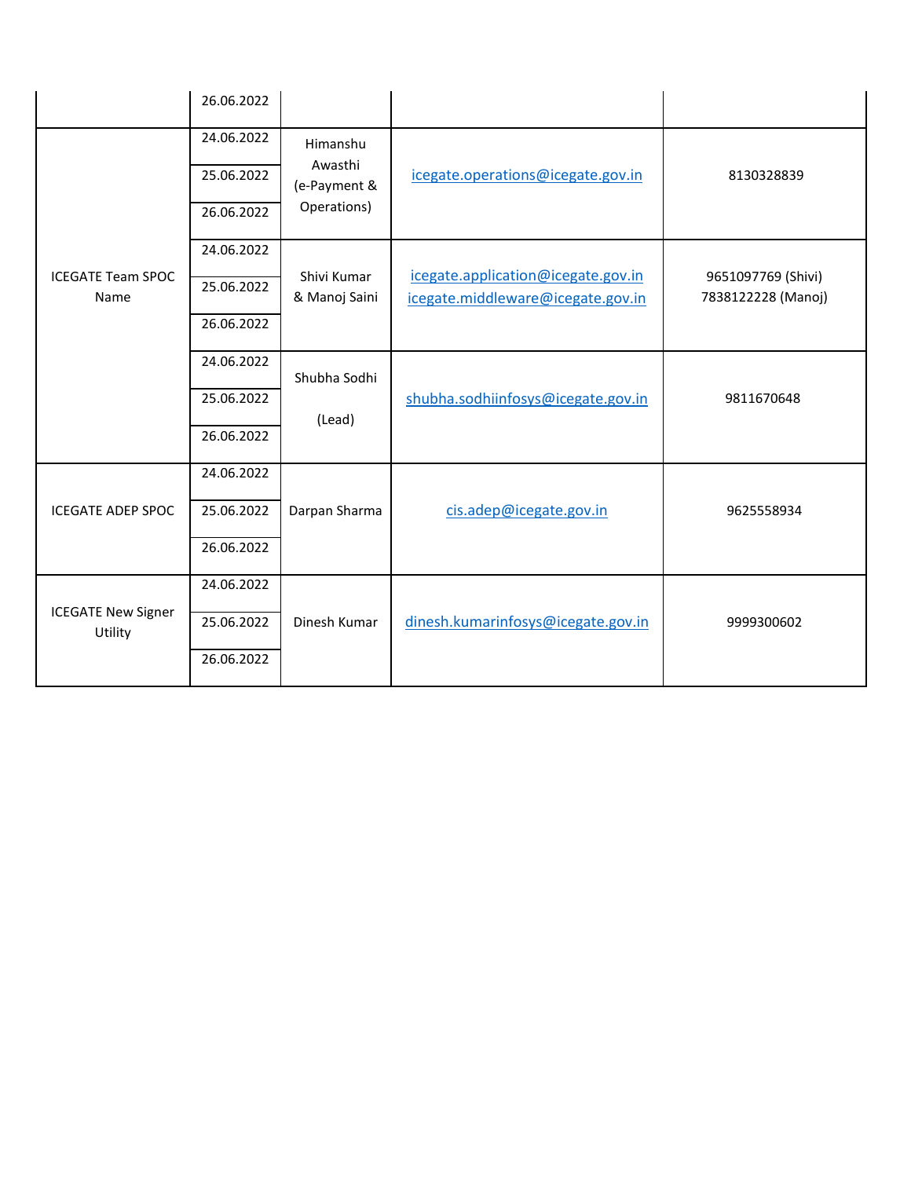| | | | | |
|---|---|---|---|---|
| | 26.06.2022 | | | |
| ICEGATE Team SPOC Name | 24.06.2022 | Himanshu Awasthi (e-Payment & Operations) | icegate.operations@icegate.gov.in | 8130328839 |
| | 25.06.2022 | | | |
| | 26.06.2022 | | | |
| | 24.06.2022 | Shivi Kumar & Manoj Saini | icegate.application@icegate.gov.in icegate.middleware@icegate.gov.in | 9651097769 (Shivi) 7838122228 (Manoj) |
| | 25.06.2022 | | | |
| | 26.06.2022 | | | |
| | 24.06.2022 | Shubha Sodhi (Lead) | shubha.sodhiinfosys@icegate.gov.in | 9811670648 |
| | 25.06.2022 | | | |
| | 26.06.2022 | | | |
| ICEGATE ADEP SPOC | 24.06.2022 | Darpan Sharma | cis.adep@icegate.gov.in | 9625558934 |
| | 25.06.2022 | | | |
| | 26.06.2022 | | | |
| ICEGATE New Signer Utility | 24.06.2022 | Dinesh Kumar | dinesh.kumarinfosys@icegate.gov.in | 9999300602 |
| | 25.06.2022 | | | |
| | 26.06.2022 | | | |